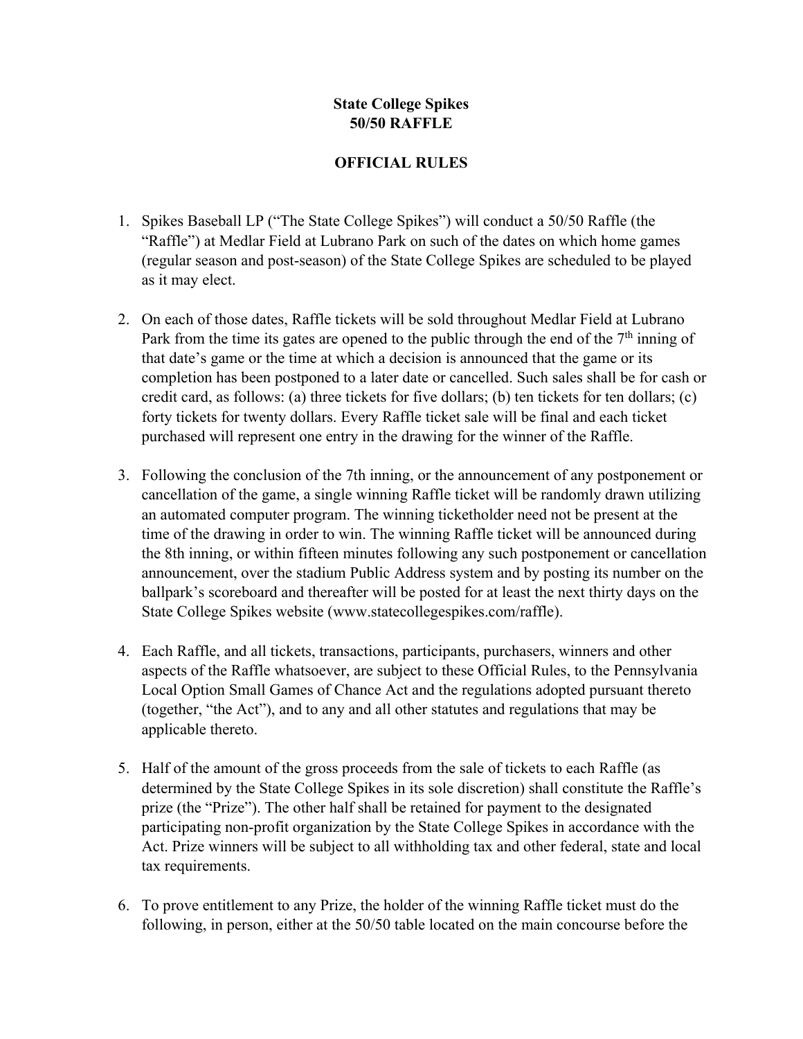**State College Spikes**
**50/50 RAFFLE**

**OFFICIAL RULES**

1. Spikes Baseball LP ("The State College Spikes") will conduct a 50/50 Raffle (the "Raffle") at Medlar Field at Lubrano Park on such of the dates on which home games (regular season and post-season) of the State College Spikes are scheduled to be played as it may elect.

2. On each of those dates, Raffle tickets will be sold throughout Medlar Field at Lubrano Park from the time its gates are opened to the public through the end of the 7th inning of that date's game or the time at which a decision is announced that the game or its completion has been postponed to a later date or cancelled. Such sales shall be for cash or credit card, as follows: (a) three tickets for five dollars; (b) ten tickets for ten dollars; (c) forty tickets for twenty dollars. Every Raffle ticket sale will be final and each ticket purchased will represent one entry in the drawing for the winner of the Raffle.

3. Following the conclusion of the 7th inning, or the announcement of any postponement or cancellation of the game, a single winning Raffle ticket will be randomly drawn utilizing an automated computer program. The winning ticketholder need not be present at the time of the drawing in order to win. The winning Raffle ticket will be announced during the 8th inning, or within fifteen minutes following any such postponement or cancellation announcement, over the stadium Public Address system and by posting its number on the ballpark's scoreboard and thereafter will be posted for at least the next thirty days on the State College Spikes website (www.statecollegespikes.com/raffle).

4. Each Raffle, and all tickets, transactions, participants, purchasers, winners and other aspects of the Raffle whatsoever, are subject to these Official Rules, to the Pennsylvania Local Option Small Games of Chance Act and the regulations adopted pursuant thereto (together, "the Act"), and to any and all other statutes and regulations that may be applicable thereto.

5. Half of the amount of the gross proceeds from the sale of tickets to each Raffle (as determined by the State College Spikes in its sole discretion) shall constitute the Raffle's prize (the "Prize"). The other half shall be retained for payment to the designated participating non-profit organization by the State College Spikes in accordance with the Act. Prize winners will be subject to all withholding tax and other federal, state and local tax requirements.

6. To prove entitlement to any Prize, the holder of the winning Raffle ticket must do the following, in person, either at the 50/50 table located on the main concourse before the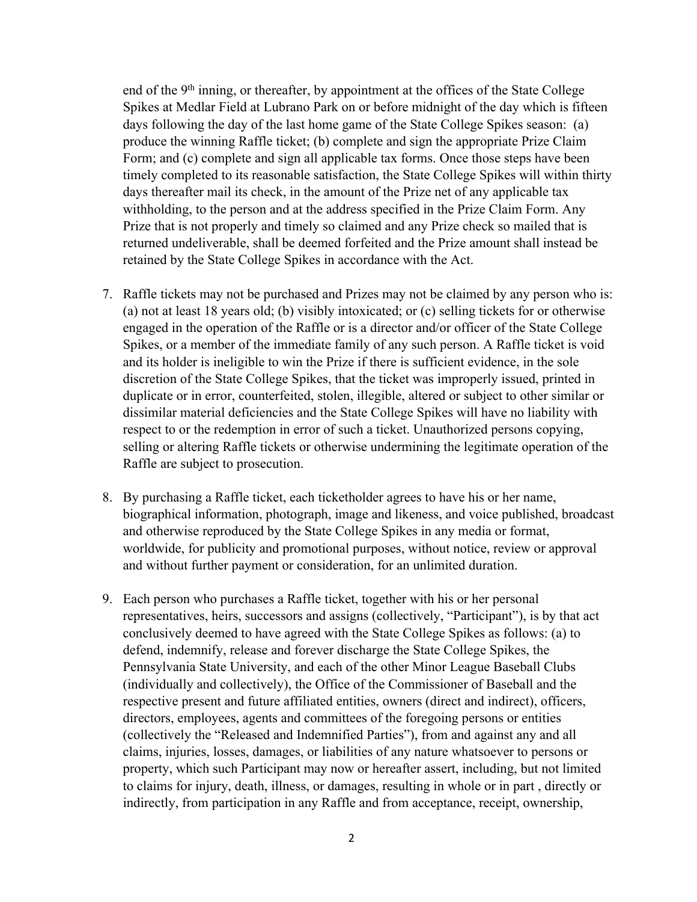end of the 9th inning, or thereafter, by appointment at the offices of the State College Spikes at Medlar Field at Lubrano Park on or before midnight of the day which is fifteen days following the day of the last home game of the State College Spikes season: (a) produce the winning Raffle ticket; (b) complete and sign the appropriate Prize Claim Form; and (c) complete and sign all applicable tax forms. Once those steps have been timely completed to its reasonable satisfaction, the State College Spikes will within thirty days thereafter mail its check, in the amount of the Prize net of any applicable tax withholding, to the person and at the address specified in the Prize Claim Form. Any Prize that is not properly and timely so claimed and any Prize check so mailed that is returned undeliverable, shall be deemed forfeited and the Prize amount shall instead be retained by the State College Spikes in accordance with the Act.

7. Raffle tickets may not be purchased and Prizes may not be claimed by any person who is: (a) not at least 18 years old; (b) visibly intoxicated; or (c) selling tickets for or otherwise engaged in the operation of the Raffle or is a director and/or officer of the State College Spikes, or a member of the immediate family of any such person. A Raffle ticket is void and its holder is ineligible to win the Prize if there is sufficient evidence, in the sole discretion of the State College Spikes, that the ticket was improperly issued, printed in duplicate or in error, counterfeited, stolen, illegible, altered or subject to other similar or dissimilar material deficiencies and the State College Spikes will have no liability with respect to or the redemption in error of such a ticket. Unauthorized persons copying, selling or altering Raffle tickets or otherwise undermining the legitimate operation of the Raffle are subject to prosecution.

8. By purchasing a Raffle ticket, each ticketholder agrees to have his or her name, biographical information, photograph, image and likeness, and voice published, broadcast and otherwise reproduced by the State College Spikes in any media or format, worldwide, for publicity and promotional purposes, without notice, review or approval and without further payment or consideration, for an unlimited duration.

9. Each person who purchases a Raffle ticket, together with his or her personal representatives, heirs, successors and assigns (collectively, "Participant"), is by that act conclusively deemed to have agreed with the State College Spikes as follows: (a) to defend, indemnify, release and forever discharge the State College Spikes, the Pennsylvania State University, and each of the other Minor League Baseball Clubs (individually and collectively), the Office of the Commissioner of Baseball and the respective present and future affiliated entities, owners (direct and indirect), officers, directors, employees, agents and committees of the foregoing persons or entities (collectively the "Released and Indemnified Parties"), from and against any and all claims, injuries, losses, damages, or liabilities of any nature whatsoever to persons or property, which such Participant may now or hereafter assert, including, but not limited to claims for injury, death, illness, or damages, resulting in whole or in part , directly or indirectly, from participation in any Raffle and from acceptance, receipt, ownership,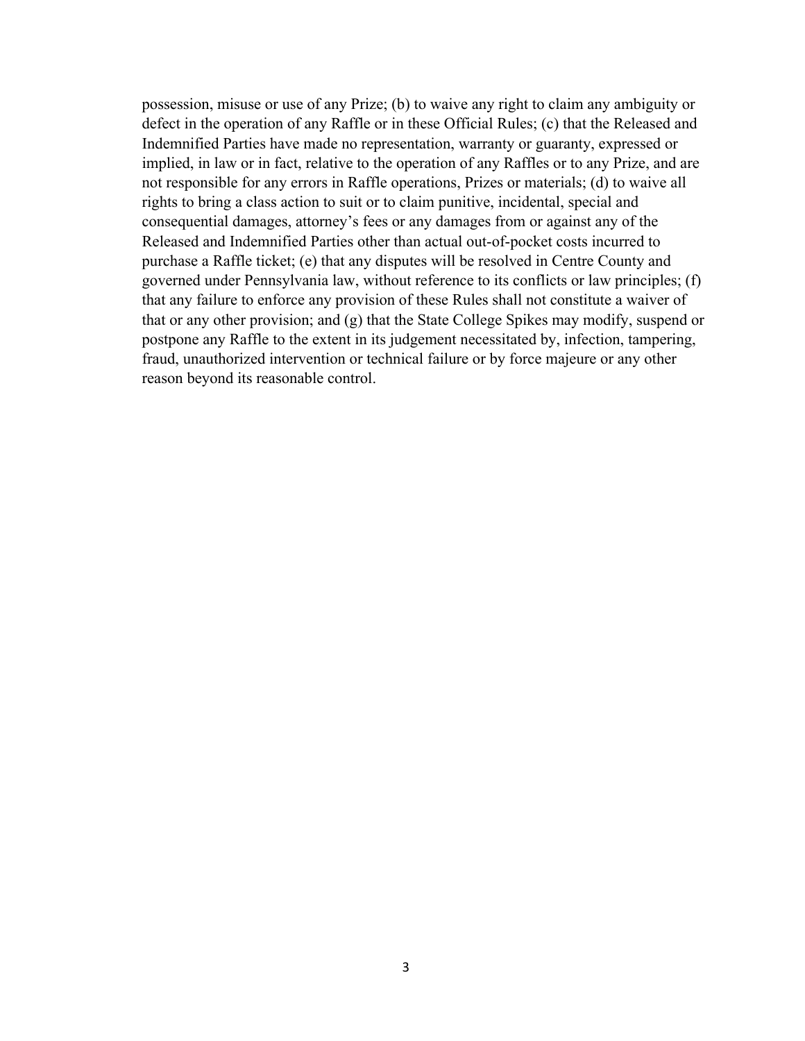possession, misuse or use of any Prize; (b) to waive any right to claim any ambiguity or defect in the operation of any Raffle or in these Official Rules; (c) that the Released and Indemnified Parties have made no representation, warranty or guaranty, expressed or implied, in law or in fact, relative to the operation of any Raffles or to any Prize, and are not responsible for any errors in Raffle operations, Prizes or materials; (d) to waive all rights to bring a class action to suit or to claim punitive, incidental, special and consequential damages, attorney's fees or any damages from or against any of the Released and Indemnified Parties other than actual out-of-pocket costs incurred to purchase a Raffle ticket; (e) that any disputes will be resolved in Centre County and governed under Pennsylvania law, without reference to its conflicts or law principles; (f) that any failure to enforce any provision of these Rules shall not constitute a waiver of that or any other provision; and (g) that the State College Spikes may modify, suspend or postpone any Raffle to the extent in its judgement necessitated by, infection, tampering, fraud, unauthorized intervention or technical failure or by force majeure or any other reason beyond its reasonable control.